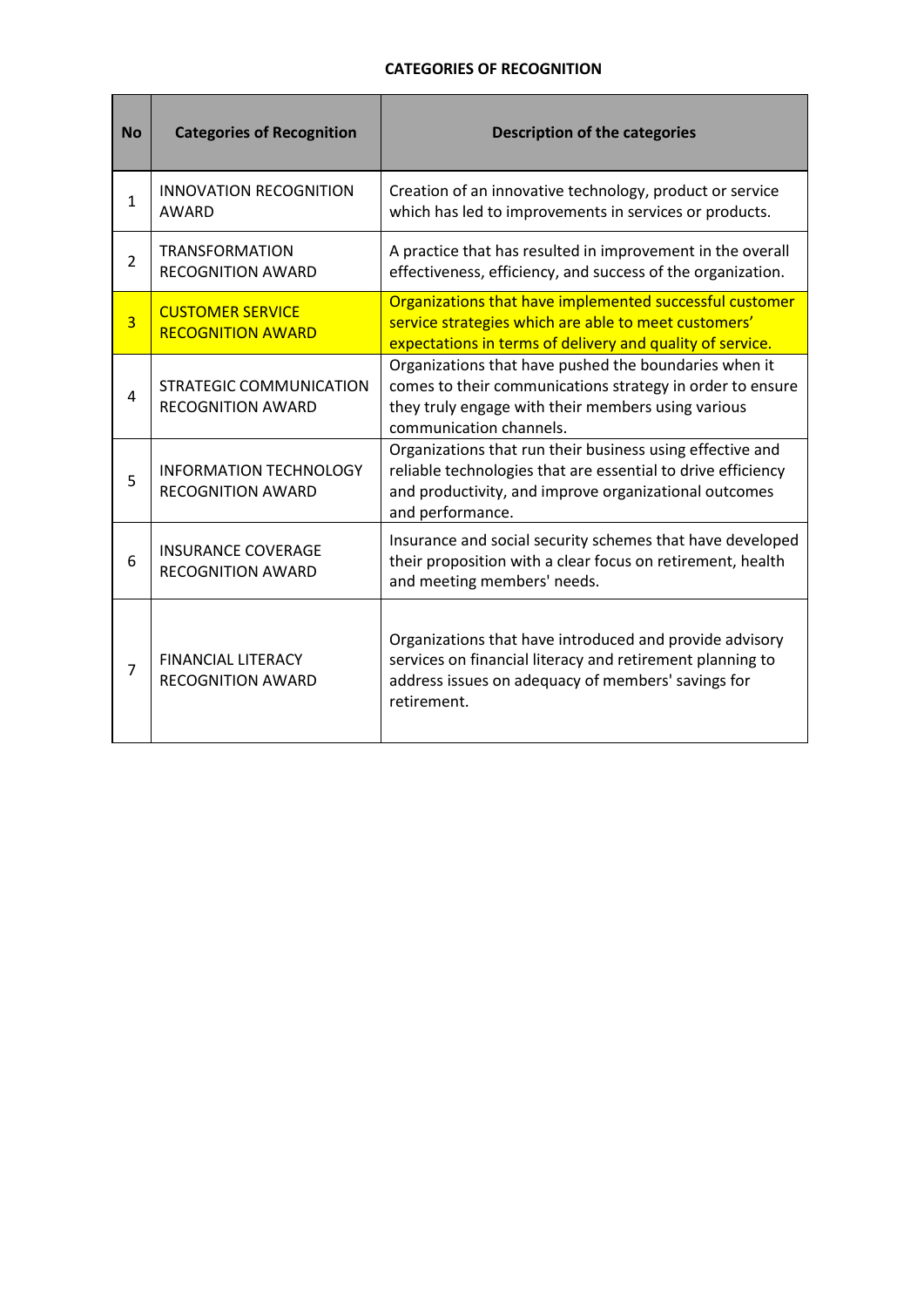## CATEGORIES OF RECOGNITION

| No | Categories of Recognition | Description of the categories |
|---|---|---|
| 1 | INNOVATION RECOGNITION AWARD | Creation of an innovative technology, product or service which has led to improvements in services or products. |
| 2 | TRANSFORMATION RECOGNITION AWARD | A practice that has resulted in improvement in the overall effectiveness, efficiency, and success of the organization. |
| 3 | CUSTOMER SERVICE RECOGNITION AWARD | Organizations that have implemented successful customer service strategies which are able to meet customers' expectations in terms of delivery and quality of service. |
| 4 | STRATEGIC COMMUNICATION RECOGNITION AWARD | Organizations that have pushed the boundaries when it comes to their communications strategy in order to ensure they truly engage with their members using various communication channels. |
| 5 | INFORMATION TECHNOLOGY RECOGNITION AWARD | Organizations that run their business using effective and reliable technologies that are essential to drive efficiency and productivity, and improve organizational outcomes and performance. |
| 6 | INSURANCE COVERAGE RECOGNITION AWARD | Insurance and social security schemes that have developed their proposition with a clear focus on retirement, health and meeting members' needs. |
| 7 | FINANCIAL LITERACY RECOGNITION AWARD | Organizations that have introduced and provide advisory services on financial literacy and retirement planning to address issues on adequacy of members' savings for retirement. |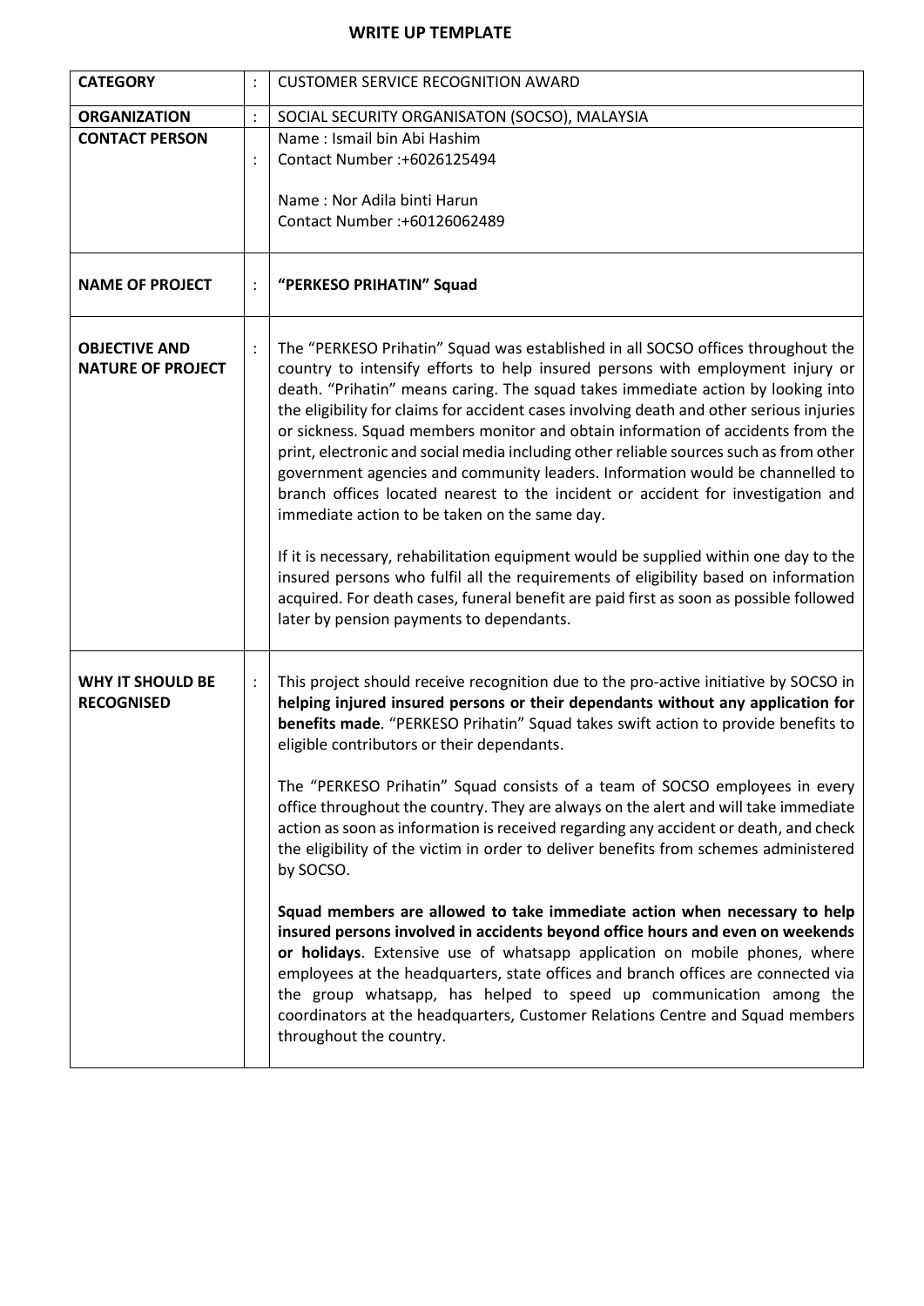## WRITE UP TEMPLATE

| | | |
|---|---|---|
| **CATEGORY** | : | CUSTOMER SERVICE RECOGNITION AWARD |
| **ORGANIZATION** | : | SOCIAL SECURITY ORGANISATON (SOCSO), MALAYSIA |
| **CONTACT PERSON** | : | Name : Ismail bin Abi Hashim<br>Contact Number :+6026125494<br><br>Name : Nor Adila binti Harun<br>Contact Number :+60126062489 |
| **NAME OF PROJECT** | : | **"PERKESO PRIHATIN" Squad** |
| **OBJECTIVE AND NATURE OF PROJECT** | : | The "PERKESO Prihatin" Squad was established in all SOCSO offices throughout the country to intensify efforts to help insured persons with employment injury or death. "Prihatin" means caring. The squad takes immediate action by looking into the eligibility for claims for accident cases involving death and other serious injuries or sickness. Squad members monitor and obtain information of accidents from the print, electronic and social media including other reliable sources such as from other government agencies and community leaders. Information would be channelled to branch offices located nearest to the incident or accident for investigation and immediate action to be taken on the same day.<br><br>If it is necessary, rehabilitation equipment would be supplied within one day to the insured persons who fulfil all the requirements of eligibility based on information acquired. For death cases, funeral benefit are paid first as soon as possible followed later by pension payments to dependants. |
| **WHY IT SHOULD BE RECOGNISED** | : | This project should receive recognition due to the pro-active initiative by SOCSO in **helping injured insured persons or their dependants without any application for benefits made**. "PERKESO Prihatin" Squad takes swift action to provide benefits to eligible contributors or their dependants.<br><br>The "PERKESO Prihatin" Squad consists of a team of SOCSO employees in every office throughout the country. They are always on the alert and will take immediate action as soon as information is received regarding any accident or death, and check the eligibility of the victim in order to deliver benefits from schemes administered by SOCSO.<br><br>**Squad members are allowed to take immediate action when necessary to help insured persons involved in accidents beyond office hours and even on weekends or holidays**. Extensive use of whatsapp application on mobile phones, where employees at the headquarters, state offices and branch offices are connected via the group whatsapp, has helped to speed up communication among the coordinators at the headquarters, Customer Relations Centre and Squad members throughout the country. |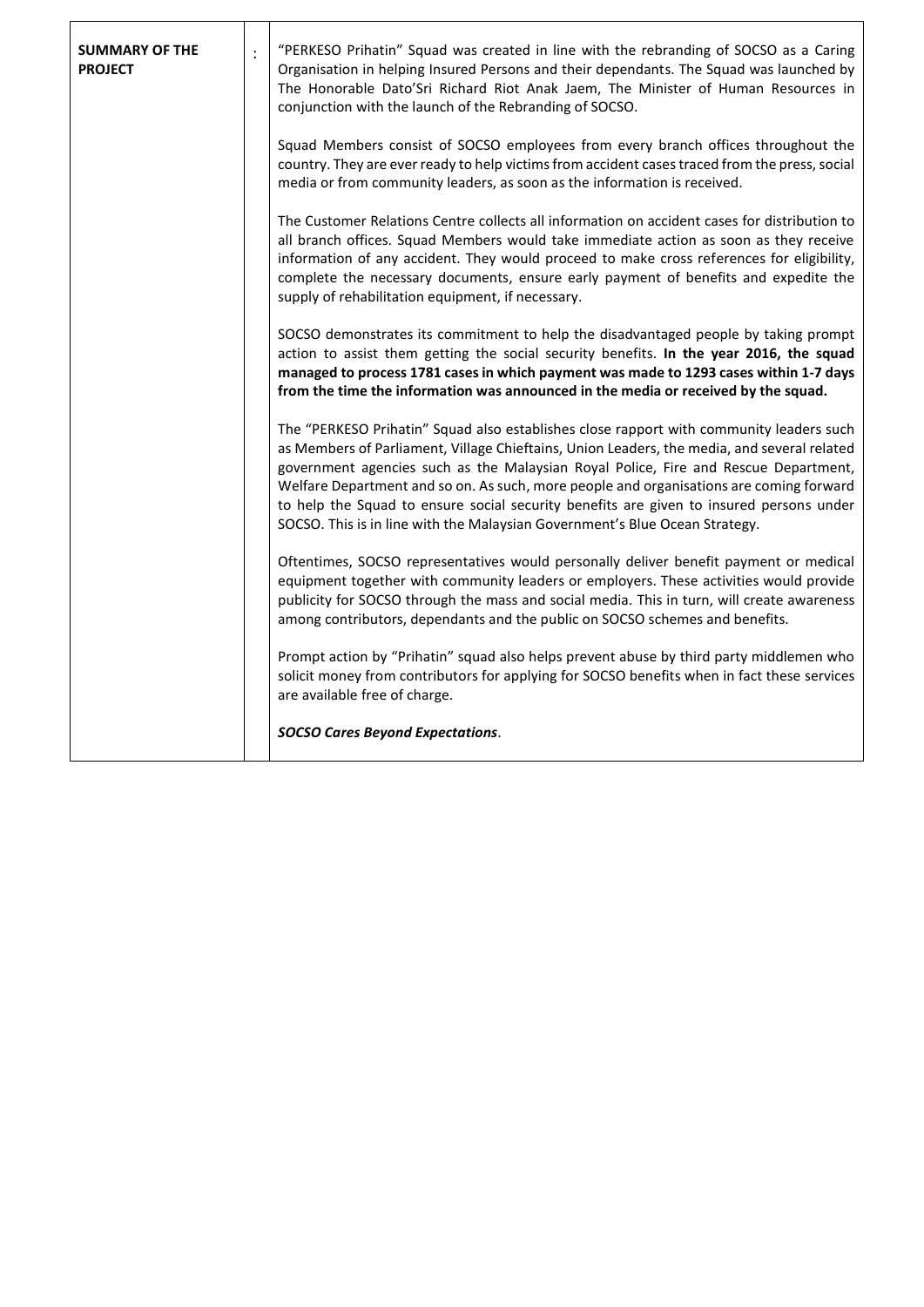| | | |
|---|---|---|
| **SUMMARY OF THE PROJECT** | : | "PERKESO Prihatin" Squad was created in line with the rebranding of SOCSO as a Caring Organisation in helping Insured Persons and their dependants. The Squad was launched by The Honorable Dato'Sri Richard Riot Anak Jaem, The Minister of Human Resources in conjunction with the launch of the Rebranding of SOCSO.<br><br>Squad Members consist of SOCSO employees from every branch offices throughout the country. They are ever ready to help victims from accident cases traced from the press, social media or from community leaders, as soon as the information is received.<br><br>The Customer Relations Centre collects all information on accident cases for distribution to all branch offices. Squad Members would take immediate action as soon as they receive information of any accident. They would proceed to make cross references for eligibility, complete the necessary documents, ensure early payment of benefits and expedite the supply of rehabilitation equipment, if necessary.<br><br>SOCSO demonstrates its commitment to help the disadvantaged people by taking prompt action to assist them getting the social security benefits. **In the year 2016, the squad managed to process 1781 cases in which payment was made to 1293 cases within 1-7 days from the time the information was announced in the media or received by the squad.**<br><br>The "PERKESO Prihatin" Squad also establishes close rapport with community leaders such as Members of Parliament, Village Chieftains, Union Leaders, the media, and several related government agencies such as the Malaysian Royal Police, Fire and Rescue Department, Welfare Department and so on. As such, more people and organisations are coming forward to help the Squad to ensure social security benefits are given to insured persons under SOCSO. This is in line with the Malaysian Government's Blue Ocean Strategy.<br><br>Oftentimes, SOCSO representatives would personally deliver benefit payment or medical equipment together with community leaders or employers. These activities would provide publicity for SOCSO through the mass and social media. This in turn, will create awareness among contributors, dependants and the public on SOCSO schemes and benefits.<br><br>Prompt action by "Prihatin" squad also helps prevent abuse by third party middlemen who solicit money from contributors for applying for SOCSO benefits when in fact these services are available free of charge.<br><br>***SOCSO Cares Beyond Expectations***. |